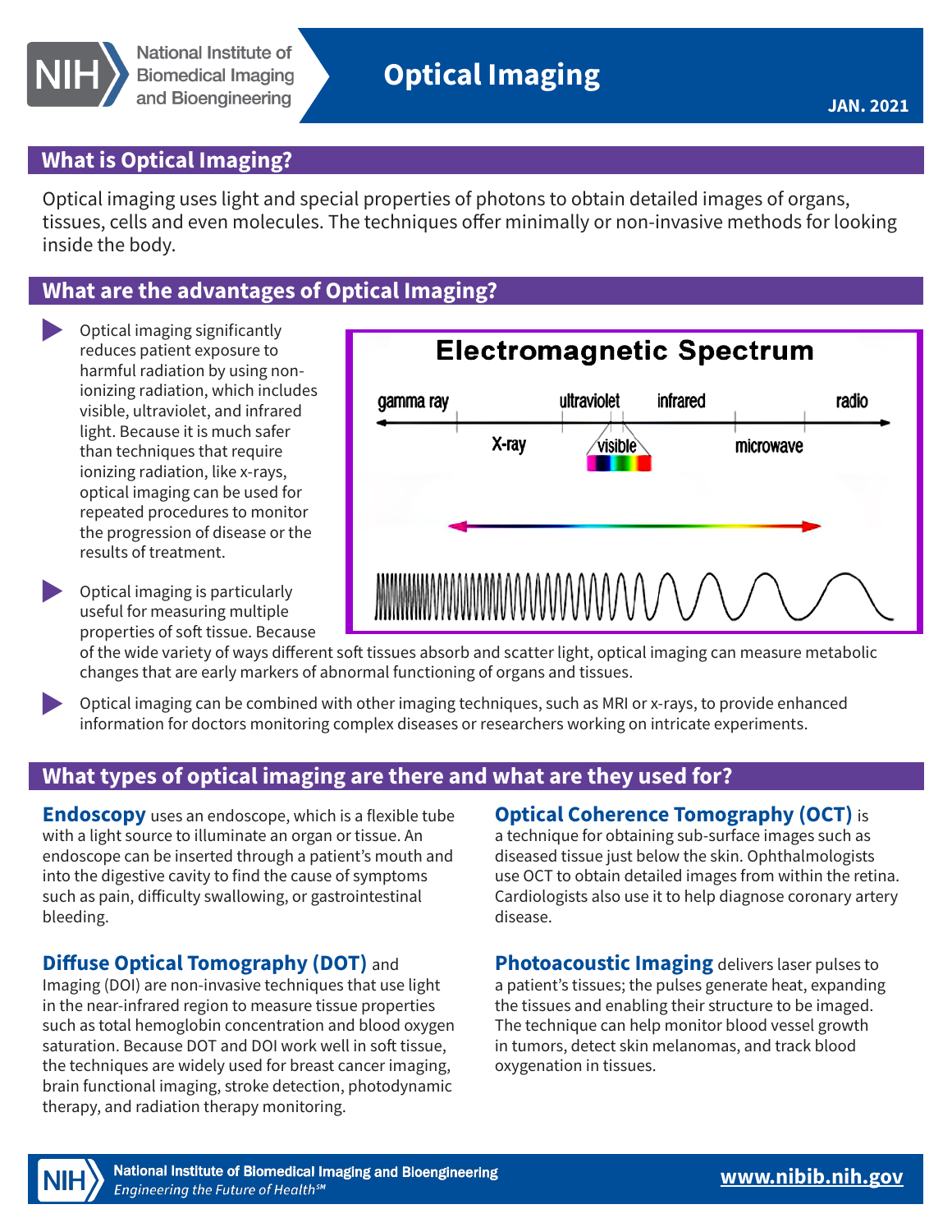# Optical Imaging

JAN. 2021

## What is Optical Imaging?

Optical imaging uses light and special properties of photons to obtain detailed images of organs, tissues, cells and even molecules. The techniques offer minimally or non-invasive methods for looking inside the body.

## What are the advantages of Optical Imaging?

- Optical imaging significantly reduces patient exposure to harmful radiation by using non-ionizing radiation, which includes visible, ultraviolet, and infrared light. Because it is much safer than techniques that require ionizing radiation, like x-rays, optical imaging can be used for repeated procedures to monitor the progression of disease or the results of treatment.
- Optical imaging is particularly useful for measuring multiple properties of soft tissue. Because of the wide variety of ways different soft tissues absorb and scatter light, optical imaging can measure metabolic changes that are early markers of abnormal functioning of organs and tissues.
- Optical imaging can be combined with other imaging techniques, such as MRI or x-rays, to provide enhanced information for doctors monitoring complex diseases or researchers working on intricate experiments.

Electromagnetic Spectrum

gamma ray
ultraviolet
infrared
radio
X-ray
visible
microwave

## What types of optical imaging are there and what are they used for?

**Endoscopy** uses an endoscope, which is a flexible tube with a light source to illuminate an organ or tissue. An endoscope can be inserted through a patient's mouth and into the digestive cavity to find the cause of symptoms such as pain, difficulty swallowing, or gastrointestinal bleeding.

**Diffuse Optical Tomography (DOT)** and Imaging (DOI) are non-invasive techniques that use light in the near-infrared region to measure tissue properties such as total hemoglobin concentration and blood oxygen saturation. Because DOT and DOI work well in soft tissue, the techniques are widely used for breast cancer imaging, brain functional imaging, stroke detection, photodynamic therapy, and radiation therapy monitoring.

**Optical Coherence Tomography (OCT)** is a technique for obtaining sub-surface images such as diseased tissue just below the skin. Ophthalmologists use OCT to obtain detailed images from within the retina. Cardiologists also use it to help diagnose coronary artery disease.

**Photoacoustic Imaging** delivers laser pulses to a patient's tissues; the pulses generate heat, expanding the tissues and enabling their structure to be imaged. The technique can help monitor blood vessel growth in tumors, detect skin melanomas, and track blood oxygenation in tissues.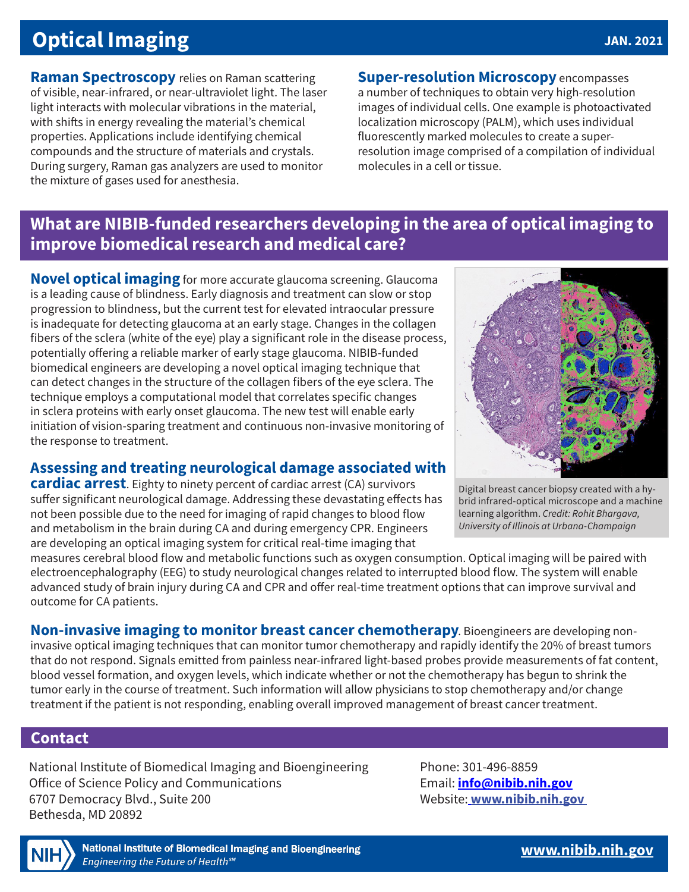# Optical Imaging

**Raman Spectroscopy** relies on Raman scattering of visible, near-infrared, or near-ultraviolet light. The laser light interacts with molecular vibrations in the material, with shifts in energy revealing the material's chemical properties. Applications include identifying chemical compounds and the structure of materials and crystals. During surgery, Raman gas analyzers are used to monitor the mixture of gases used for anesthesia.

**Super-resolution Microscopy** encompasses a number of techniques to obtain very high-resolution images of individual cells. One example is photoactivated localization microscopy (PALM), which uses individual fluorescently marked molecules to create a super-resolution image comprised of a compilation of individual molecules in a cell or tissue.

## What are NIBIB-funded researchers developing in the area of optical imaging to improve biomedical research and medical care?

**Novel optical imaging** for more accurate glaucoma screening. Glaucoma is a leading cause of blindness. Early diagnosis and treatment can slow or stop progression to blindness, but the current test for elevated intraocular pressure is inadequate for detecting glaucoma at an early stage. Changes in the collagen fibers of the sclera (white of the eye) play a significant role in the disease process, potentially offering a reliable marker of early stage glaucoma. NIBIB-funded biomedical engineers are developing a novel optical imaging technique that can detect changes in the structure of the collagen fibers of the eye sclera. The technique employs a computational model that correlates specific changes in sclera proteins with early onset glaucoma. The new test will enable early initiation of vision-sparing treatment and continuous non-invasive monitoring of the response to treatment.

Digital breast cancer biopsy created with a hybrid infrared-optical microscope and a machine learning algorithm. *Credit: Rohit Bhargava, University of Illinois at Urbana-Champaign*

**Assessing and treating neurological damage associated with cardiac arrest**. Eighty to ninety percent of cardiac arrest (CA) survivors suffer significant neurological damage. Addressing these devastating effects has not been possible due to the need for imaging of rapid changes to blood flow and metabolism in the brain during CA and during emergency CPR. Engineers are developing an optical imaging system for critical real-time imaging that measures cerebral blood flow and metabolic functions such as oxygen consumption. Optical imaging will be paired with electroencephalography (EEG) to study neurological changes related to interrupted blood flow. The system will enable advanced study of brain injury during CA and CPR and offer real-time treatment options that can improve survival and outcome for CA patients.

**Non-invasive imaging to monitor breast cancer chemotherapy**. Bioengineers are developing non-invasive optical imaging techniques that can monitor tumor chemotherapy and rapidly identify the 20% of breast tumors that do not respond. Signals emitted from painless near-infrared light-based probes provide measurements of fat content, blood vessel formation, and oxygen levels, which indicate whether or not the chemotherapy has begun to shrink the tumor early in the course of treatment. Such information will allow physicians to stop chemotherapy and/or change treatment if the patient is not responding, enabling overall improved management of breast cancer treatment.

## Contact

National Institute of Biomedical Imaging and Bioengineering
Office of Science Policy and Communications
6707 Democracy Blvd., Suite 200
Bethesda, MD 20892

Phone: 301-496-8859
Email: **info@nibib.nih.gov**
Website: **www.nibib.nih.gov**